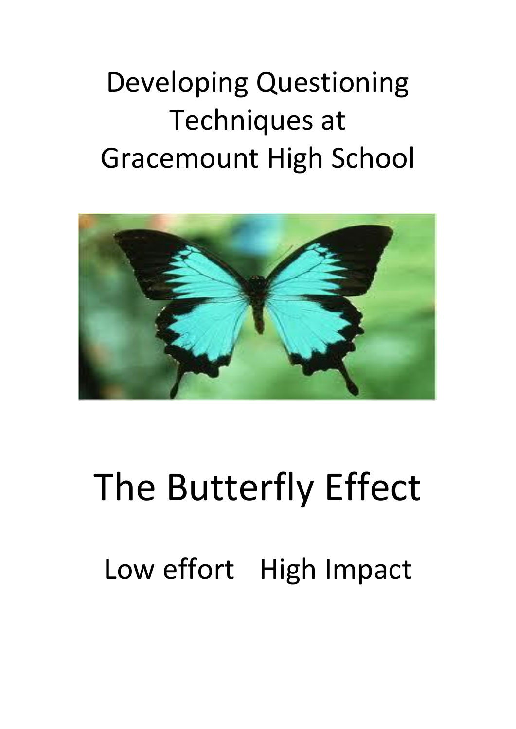# Developing Questioning Techniques at Gracemount High School

# The Butterfly Effect

## Low effort   High Impact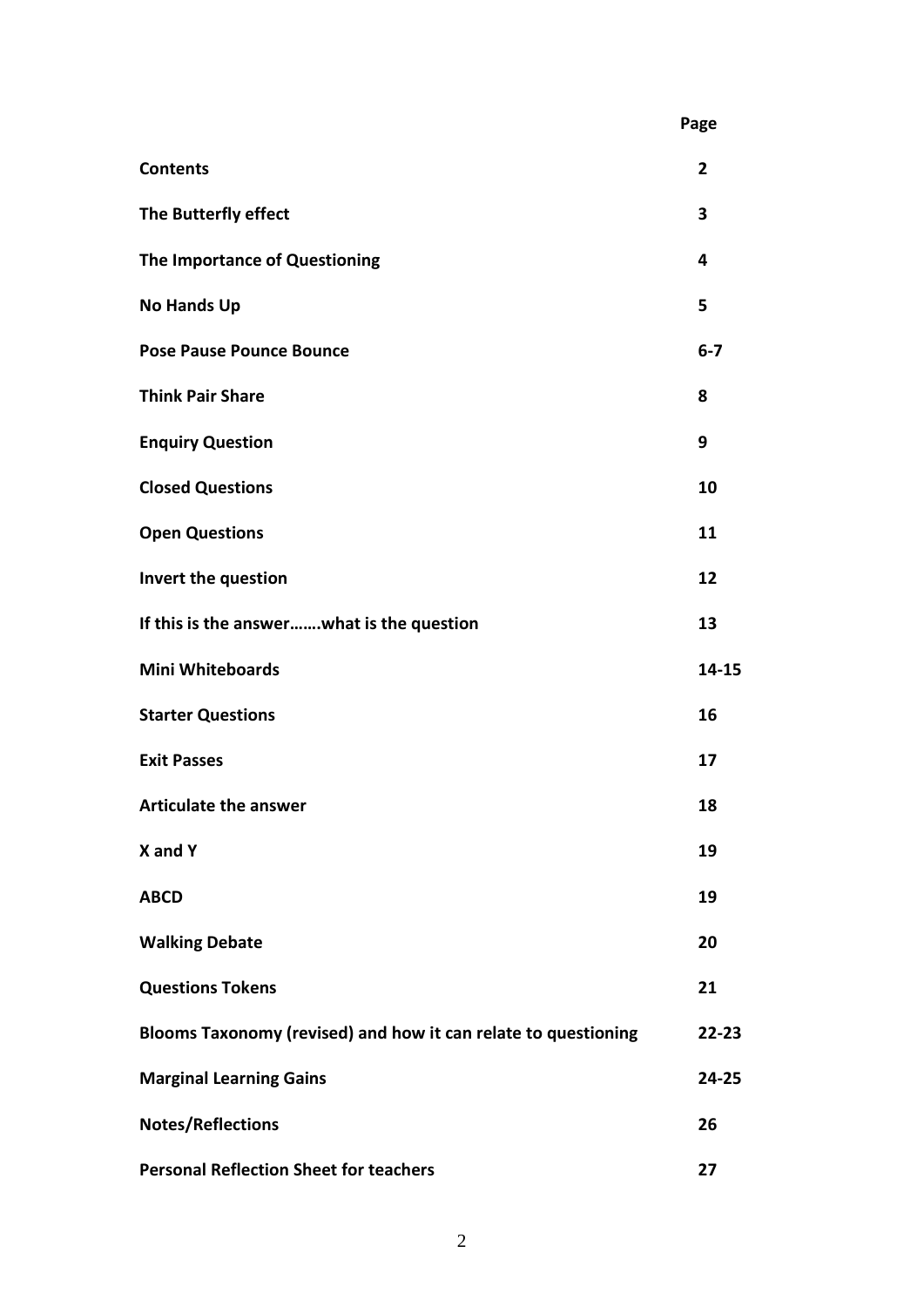| | Page |
|---|---|
| **Contents** | **2** |
| **The Butterfly effect** | **3** |
| **The Importance of Questioning** | **4** |
| **No Hands Up** | **5** |
| **Pose Pause Pounce Bounce** | **6-7** |
| **Think Pair Share** | **8** |
| **Enquiry Question** | **9** |
| **Closed Questions** | **10** |
| **Open Questions** | **11** |
| **Invert the question** | **12** |
| **If this is the answer…….what is the question** | **13** |
| **Mini Whiteboards** | **14-15** |
| **Starter Questions** | **16** |
| **Exit Passes** | **17** |
| **Articulate the answer** | **18** |
| **X and Y** | **19** |
| **ABCD** | **19** |
| **Walking Debate** | **20** |
| **Questions Tokens** | **21** |
| **Blooms Taxonomy (revised) and how it can relate to questioning** | **22-23** |
| **Marginal Learning Gains** | **24-25** |
| **Notes/Reflections** | **26** |
| **Personal Reflection Sheet for teachers** | **27** |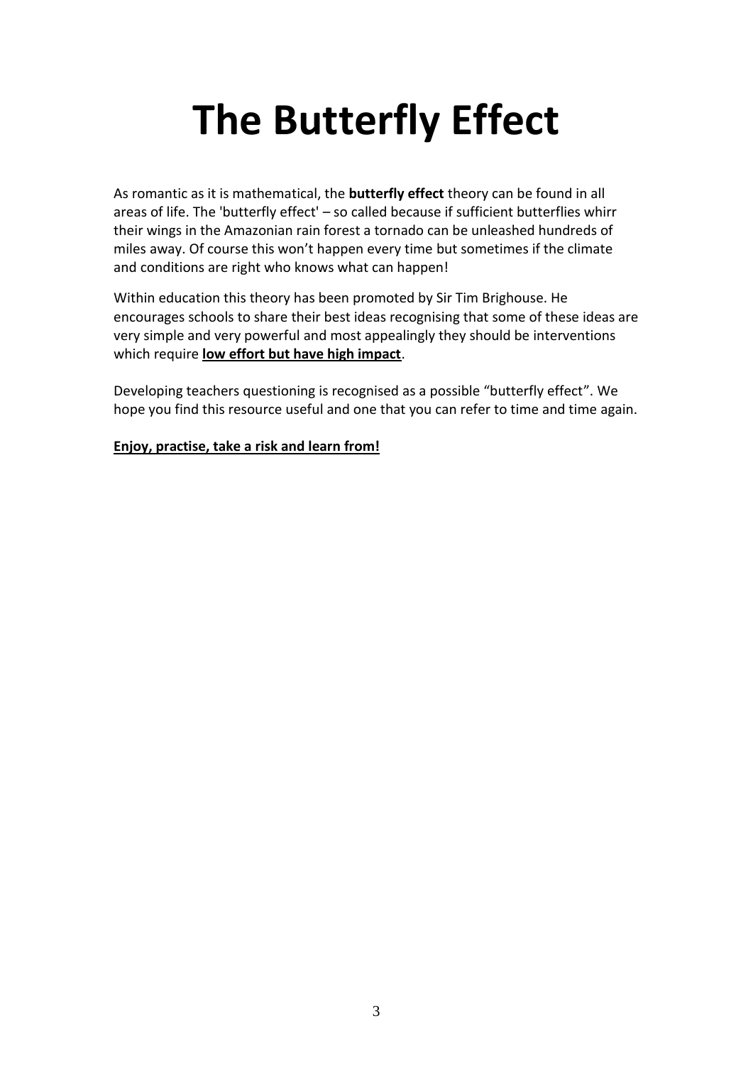# The Butterfly Effect

As romantic as it is mathematical, the **butterfly effect** theory can be found in all areas of life. The 'butterfly effect' – so called because if sufficient butterflies whirr their wings in the Amazonian rain forest a tornado can be unleashed hundreds of miles away. Of course this won't happen every time but sometimes if the climate and conditions are right who knows what can happen!

Within education this theory has been promoted by Sir Tim Brighouse. He encourages schools to share their best ideas recognising that some of these ideas are very simple and very powerful and most appealingly they should be interventions which require **<u>low effort but have high impact</u>**.

Developing teachers questioning is recognised as a possible "butterfly effect". We hope you find this resource useful and one that you can refer to time and time again.

**<u>Enjoy, practise, take a risk and learn from!</u>**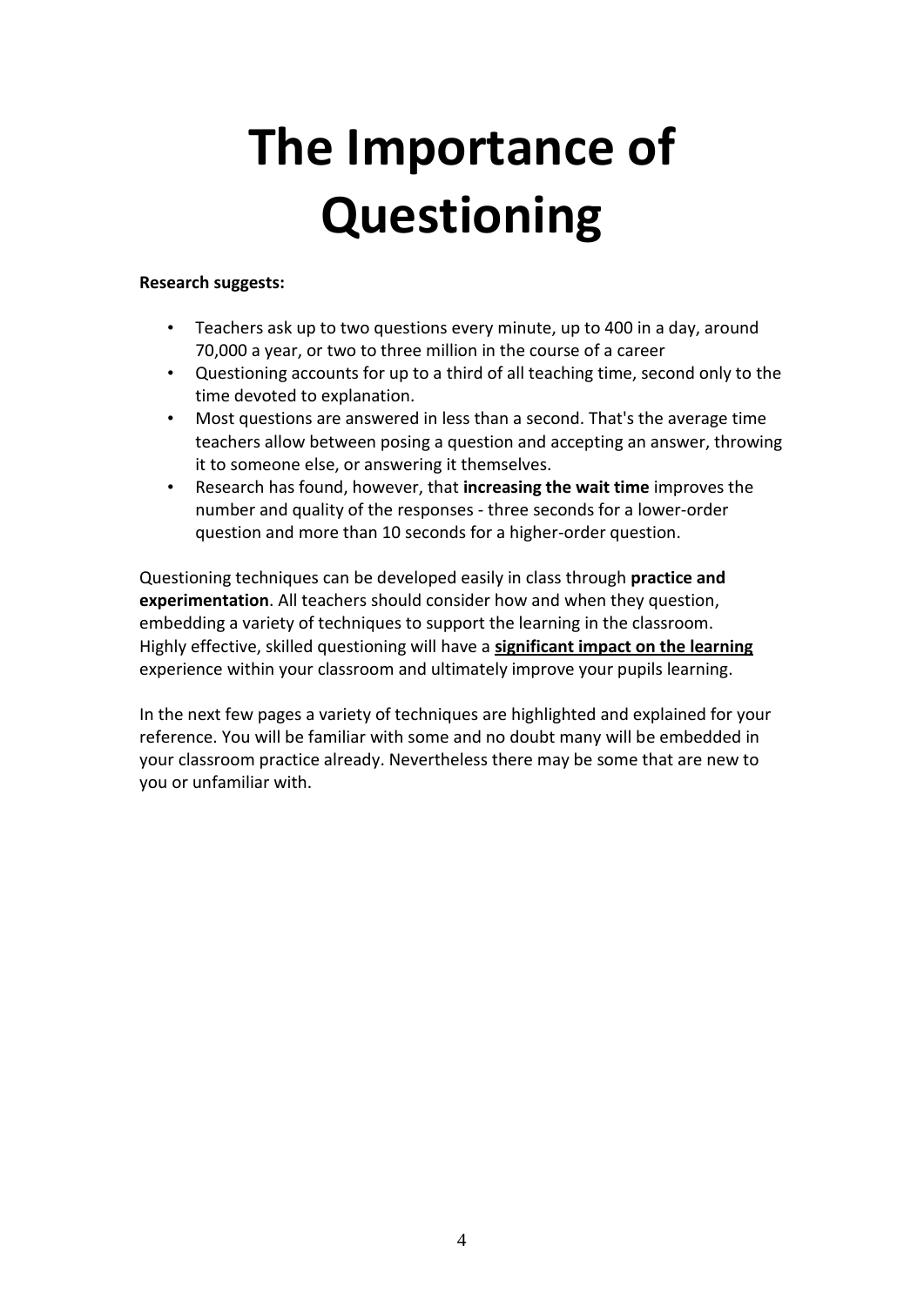# The Importance of Questioning

**Research suggests:**

- Teachers ask up to two questions every minute, up to 400 in a day, around 70,000 a year, or two to three million in the course of a career
- Questioning accounts for up to a third of all teaching time, second only to the time devoted to explanation.
- Most questions are answered in less than a second. That's the average time teachers allow between posing a question and accepting an answer, throwing it to someone else, or answering it themselves.
- Research has found, however, that **increasing the wait time** improves the number and quality of the responses - three seconds for a lower-order question and more than 10 seconds for a higher-order question.

Questioning techniques can be developed easily in class through **practice and experimentation**. All teachers should consider how and when they question, embedding a variety of techniques to support the learning in the classroom. Highly effective, skilled questioning will have a **significant impact on the learning** experience within your classroom and ultimately improve your pupils learning.

In the next few pages a variety of techniques are highlighted and explained for your reference. You will be familiar with some and no doubt many will be embedded in your classroom practice already. Nevertheless there may be some that are new to you or unfamiliar with.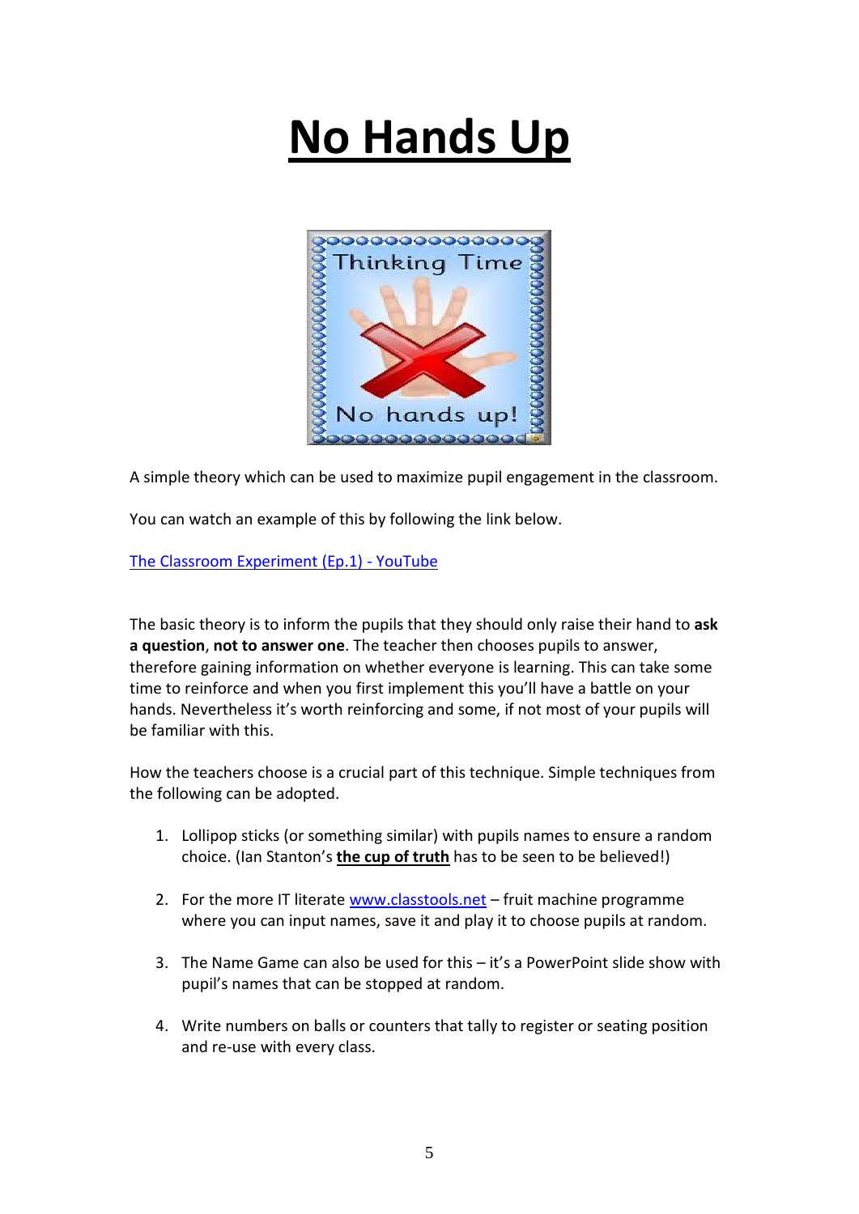# No Hands Up

A simple theory which can be used to maximize pupil engagement in the classroom.

You can watch an example of this by following the link below.

[The Classroom Experiment (Ep.1) - YouTube]()

The basic theory is to inform the pupils that they should only raise their hand to **ask a question**, **not to answer one**. The teacher then chooses pupils to answer, therefore gaining information on whether everyone is learning. This can take some time to reinforce and when you first implement this you'll have a battle on your hands. Nevertheless it's worth reinforcing and some, if not most of your pupils will be familiar with this.

How the teachers choose is a crucial part of this technique. Simple techniques from the following can be adopted.

1. Lollipop sticks (or something similar) with pupils names to ensure a random choice. (Ian Stanton's **the cup of truth** has to be seen to be believed!)

2. For the more IT literate [www.classtools.net]() – fruit machine programme where you can input names, save it and play it to choose pupils at random.

3. The Name Game can also be used for this – it's a PowerPoint slide show with pupil's names that can be stopped at random.

4. Write numbers on balls or counters that tally to register or seating position and re-use with every class.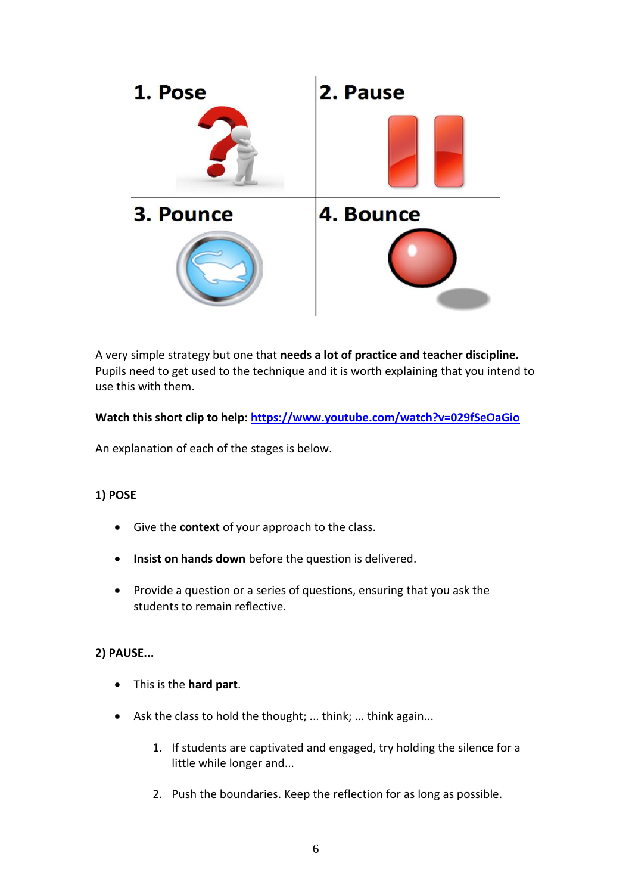| 1. Pose | 2. Pause |
| --- | --- |
| 3. Pounce | 4. Bounce |

A very simple strategy but one that **needs a lot of practice and teacher discipline.** Pupils need to get used to the technique and it is worth explaining that you intend to use this with them.

**Watch this short clip to help:** [https://www.youtube.com/watch?v=029fSeOaGio](https://www.youtube.com/watch?v=029fSeOaGio)

An explanation of each of the stages is below.

**1) POSE**

- Give the **context** of your approach to the class.
- **Insist on hands down** before the question is delivered.
- Provide a question or a series of questions, ensuring that you ask the students to remain reflective.

**2) PAUSE...**

- This is the **hard part**.
- Ask the class to hold the thought; ... think; ... think again...
    1. If students are captivated and engaged, try holding the silence for a little while longer and...
    2. Push the boundaries. Keep the reflection for as long as possible.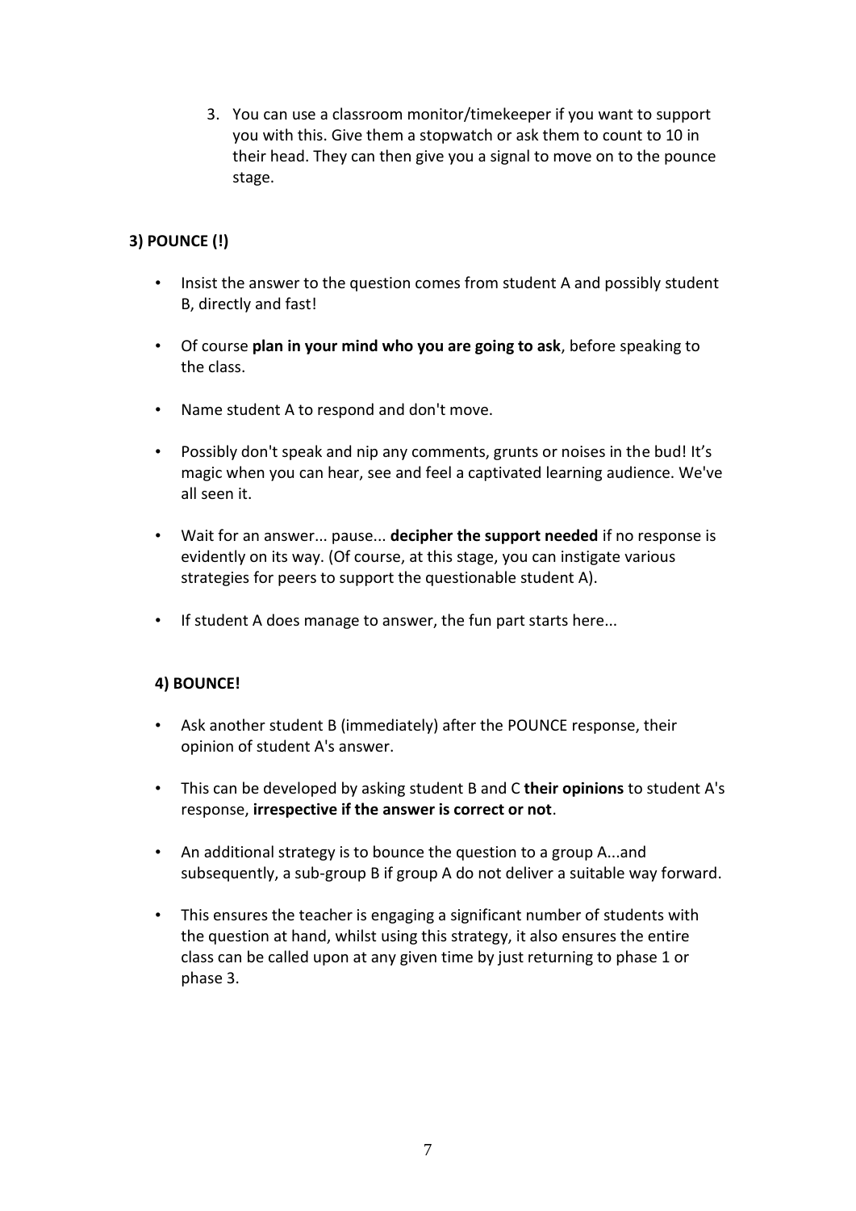3. You can use a classroom monitor/timekeeper if you want to support you with this. Give them a stopwatch or ask them to count to 10 in their head. They can then give you a signal to move on to the pounce stage.

### 3) POUNCE (!)

- Insist the answer to the question comes from student A and possibly student B, directly and fast!
- Of course **plan in your mind who you are going to ask**, before speaking to the class.
- Name student A to respond and don't move.
- Possibly don't speak and nip any comments, grunts or noises in the bud! It's magic when you can hear, see and feel a captivated learning audience. We've all seen it.
- Wait for an answer... pause... **decipher the support needed** if no response is evidently on its way. (Of course, at this stage, you can instigate various strategies for peers to support the questionable student A).
- If student A does manage to answer, the fun part starts here...

### 4) BOUNCE!

- Ask another student B (immediately) after the POUNCE response, their opinion of student A's answer.
- This can be developed by asking student B and C **their opinions** to student A's response, **irrespective if the answer is correct or not**.
- An additional strategy is to bounce the question to a group A...and subsequently, a sub-group B if group A do not deliver a suitable way forward.
- This ensures the teacher is engaging a significant number of students with the question at hand, whilst using this strategy, it also ensures the entire class can be called upon at any given time by just returning to phase 1 or phase 3.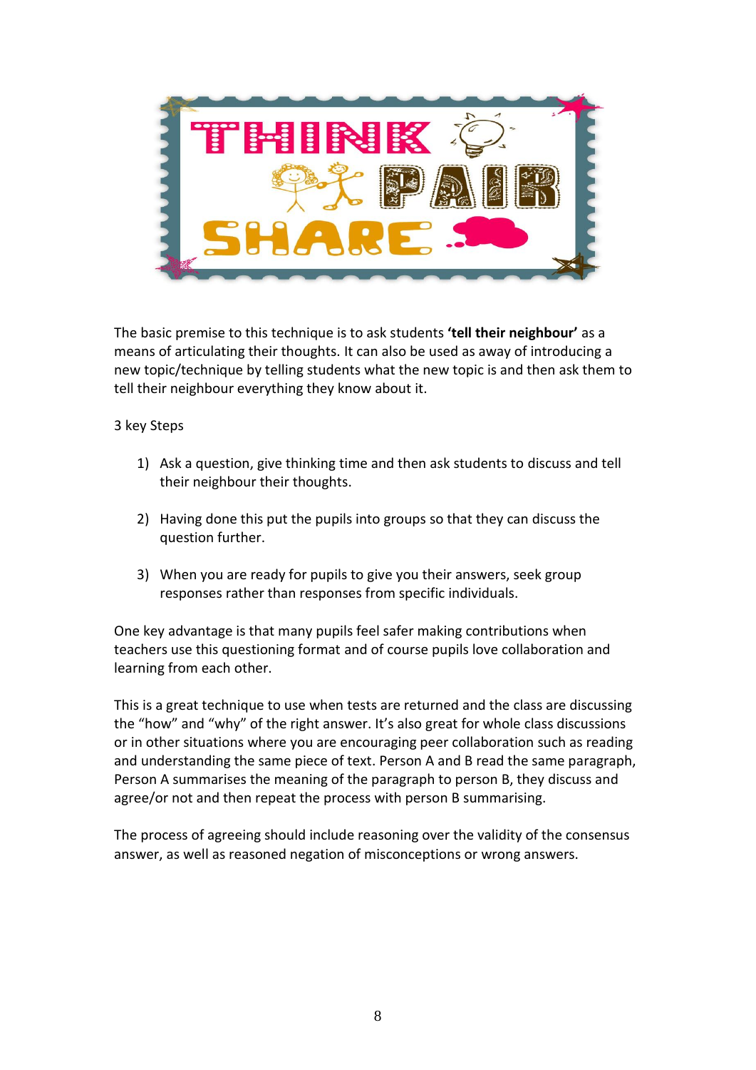# THINK PAIR SHARE

The basic premise to this technique is to ask students **'tell their neighbour'** as a means of articulating their thoughts. It can also be used as away of introducing a new topic/technique by telling students what the new topic is and then ask them to tell their neighbour everything they know about it.

3 key Steps

1) Ask a question, give thinking time and then ask students to discuss and tell their neighbour their thoughts.

2) Having done this put the pupils into groups so that they can discuss the question further.

3) When you are ready for pupils to give you their answers, seek group responses rather than responses from specific individuals.

One key advantage is that many pupils feel safer making contributions when teachers use this questioning format and of course pupils love collaboration and learning from each other.

This is a great technique to use when tests are returned and the class are discussing the "how" and "why" of the right answer. It's also great for whole class discussions or in other situations where you are encouraging peer collaboration such as reading and understanding the same piece of text. Person A and B read the same paragraph, Person A summarises the meaning of the paragraph to person B, they discuss and agree/or not and then repeat the process with person B summarising.

The process of agreeing should include reasoning over the validity of the consensus answer, as well as reasoned negation of misconceptions or wrong answers.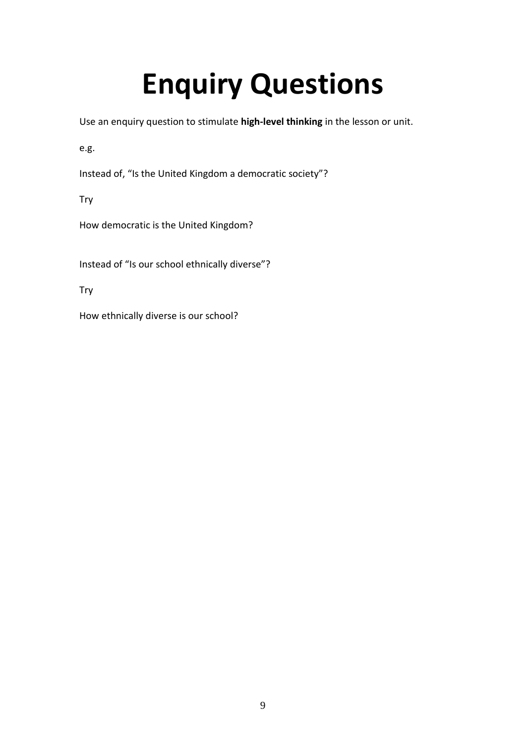# Enquiry Questions

Use an enquiry question to stimulate **high-level thinking** in the lesson or unit.

e.g.

Instead of, “Is the United Kingdom a democratic society”?

Try

How democratic is the United Kingdom?

Instead of “Is our school ethnically diverse”?

Try

How ethnically diverse is our school?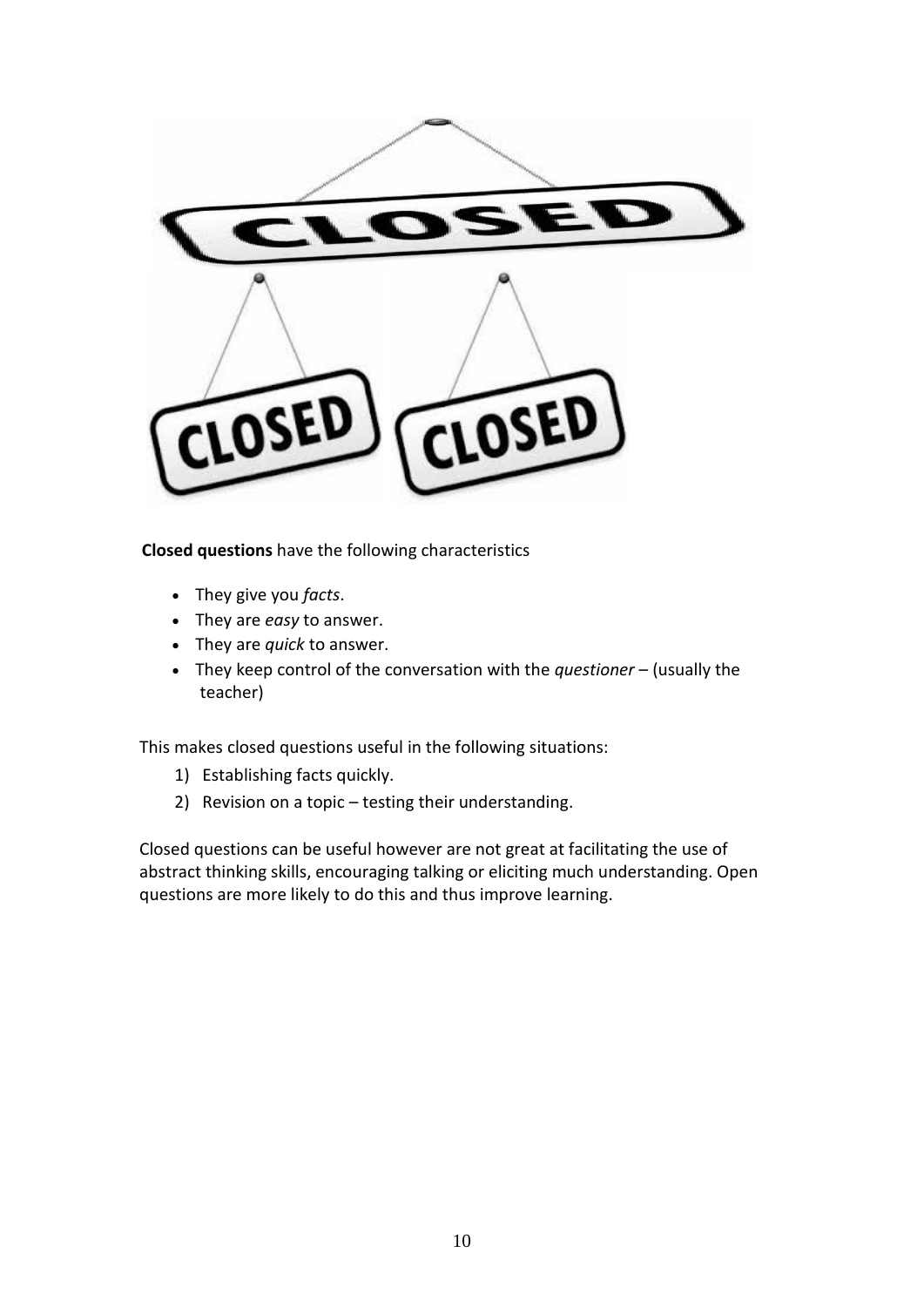**Closed questions** have the following characteristics

- They give you *facts*.
- They are *easy* to answer.
- They are *quick* to answer.
- They keep control of the conversation with the *questioner* – (usually the teacher)

This makes closed questions useful in the following situations:

1) Establishing facts quickly.
2) Revision on a topic – testing their understanding.

Closed questions can be useful however are not great at facilitating the use of abstract thinking skills, encouraging talking or eliciting much understanding. Open questions are more likely to do this and thus improve learning.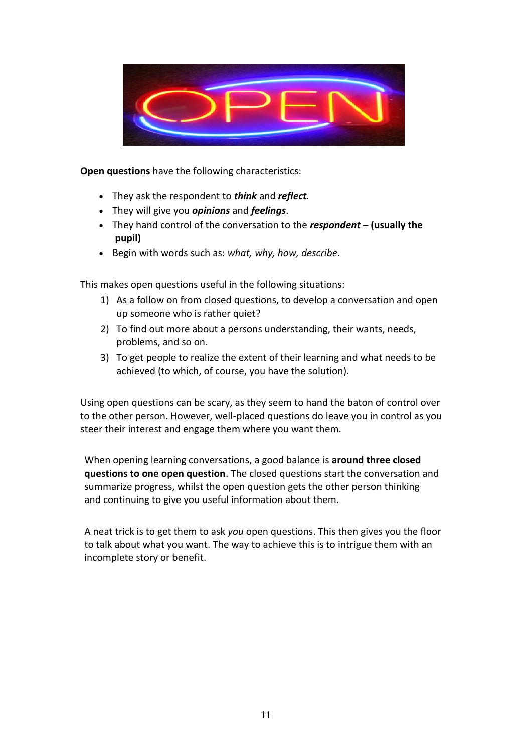**Open questions** have the following characteristics:

- They ask the respondent to ***think*** and ***reflect.***
- They will give you ***opinions*** and ***feelings***.
- They hand control of the conversation to the ***respondent*** **– (usually the pupil)**
- Begin with words such as: *what, why, how, describe*.

This makes open questions useful in the following situations:

1) As a follow on from closed questions, to develop a conversation and open up someone who is rather quiet?
2) To find out more about a persons understanding, their wants, needs, problems, and so on.
3) To get people to realize the extent of their learning and what needs to be achieved (to which, of course, you have the solution).

Using open questions can be scary, as they seem to hand the baton of control over to the other person. However, well-placed questions do leave you in control as you steer their interest and engage them where you want them.

When opening learning conversations, a good balance is **around three closed questions to one open question**. The closed questions start the conversation and summarize progress, whilst the open question gets the other person thinking and continuing to give you useful information about them.

A neat trick is to get them to ask *you* open questions. This then gives you the floor to talk about what you want. The way to achieve this is to intrigue them with an incomplete story or benefit.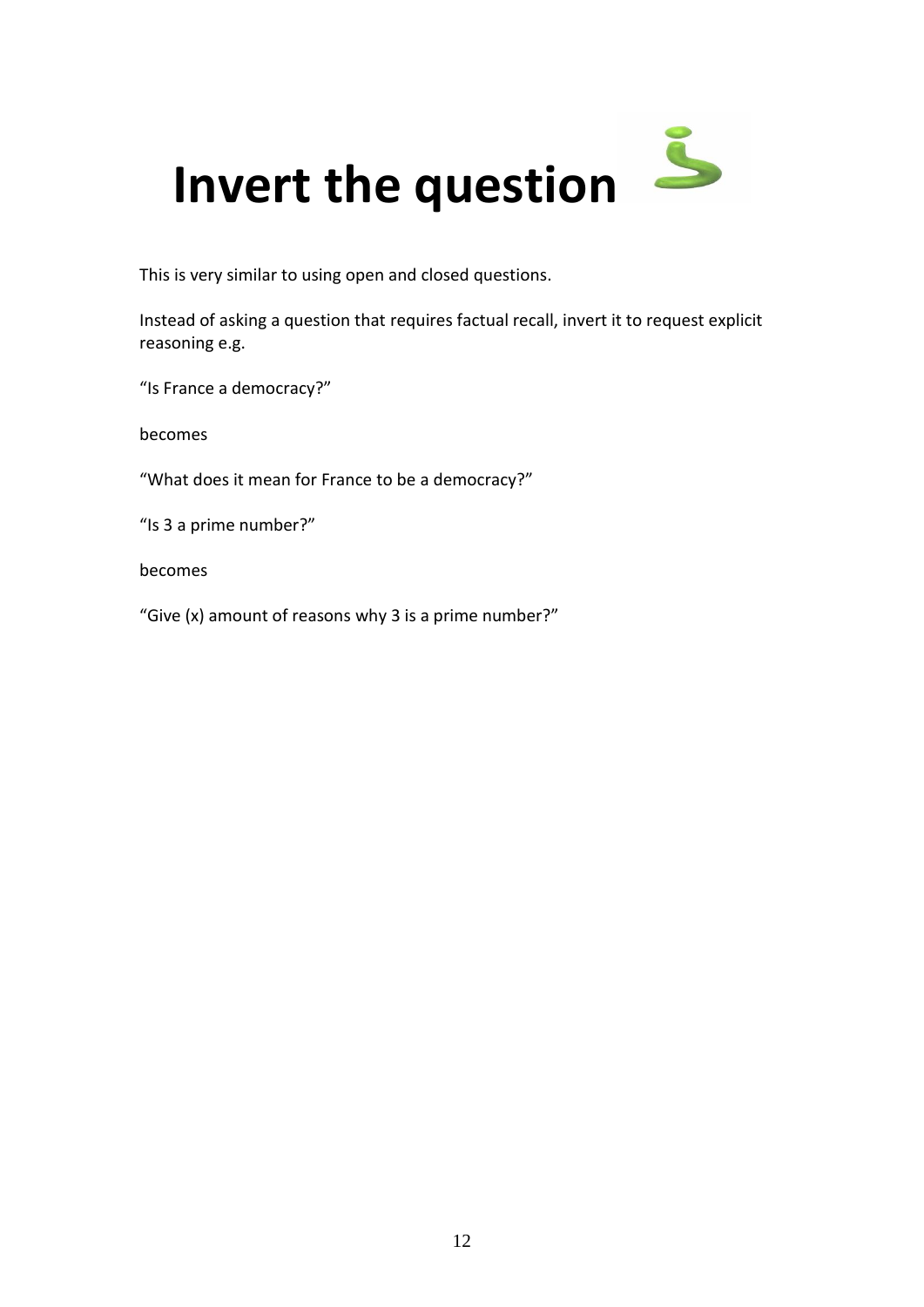# Invert the question

This is very similar to using open and closed questions.

Instead of asking a question that requires factual recall, invert it to request explicit reasoning e.g.

“Is France a democracy?”

becomes

“What does it mean for France to be a democracy?”

“Is 3 a prime number?”

becomes

“Give (x) amount of reasons why 3 is a prime number?”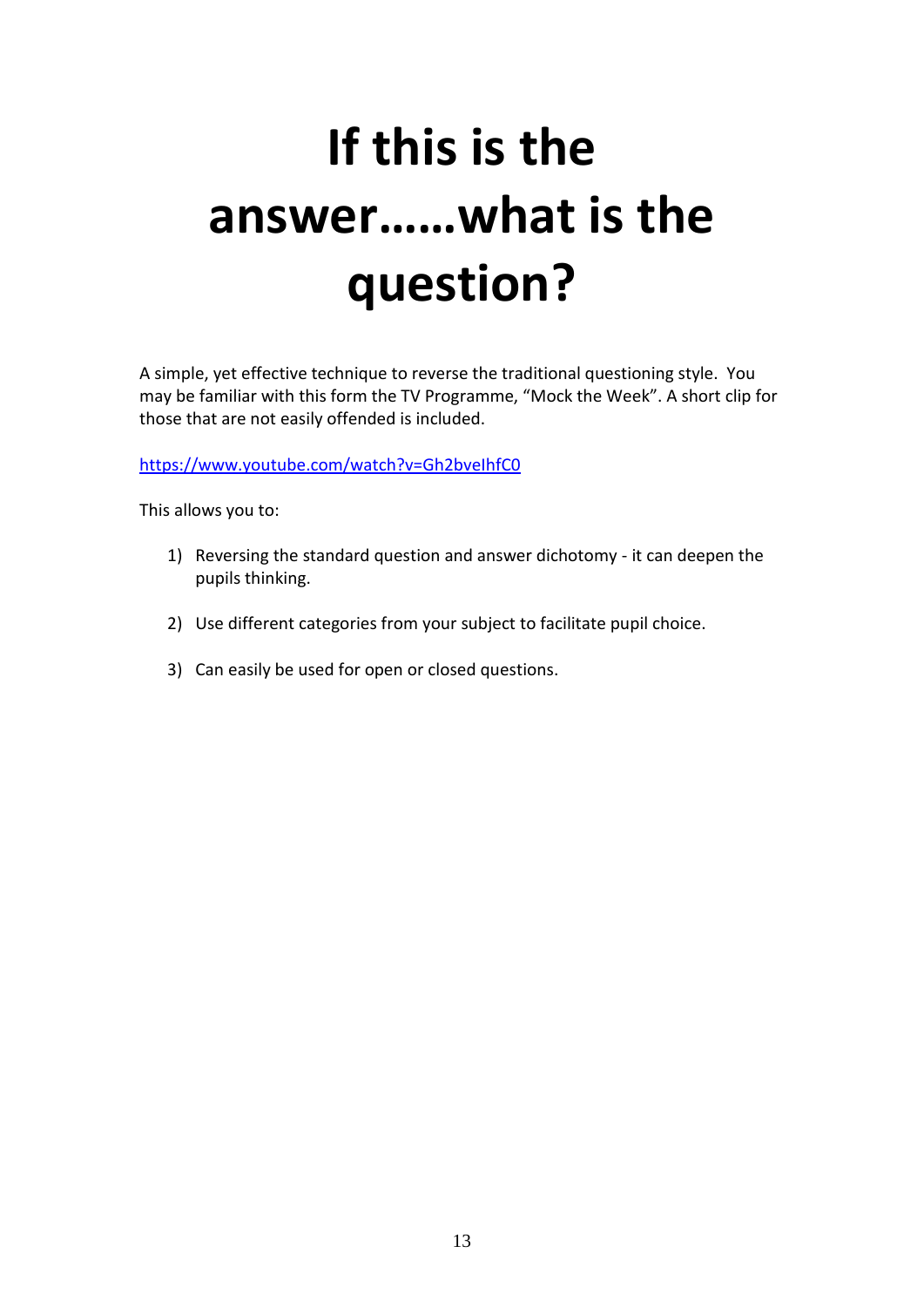# If this is the answer……what is the question?

A simple, yet effective technique to reverse the traditional questioning style. You may be familiar with this form the TV Programme, "Mock the Week". A short clip for those that are not easily offended is included.

https://www.youtube.com/watch?v=Gh2bveIhfC0

This allows you to:

1) Reversing the standard question and answer dichotomy - it can deepen the pupils thinking.

2) Use different categories from your subject to facilitate pupil choice.

3) Can easily be used for open or closed questions.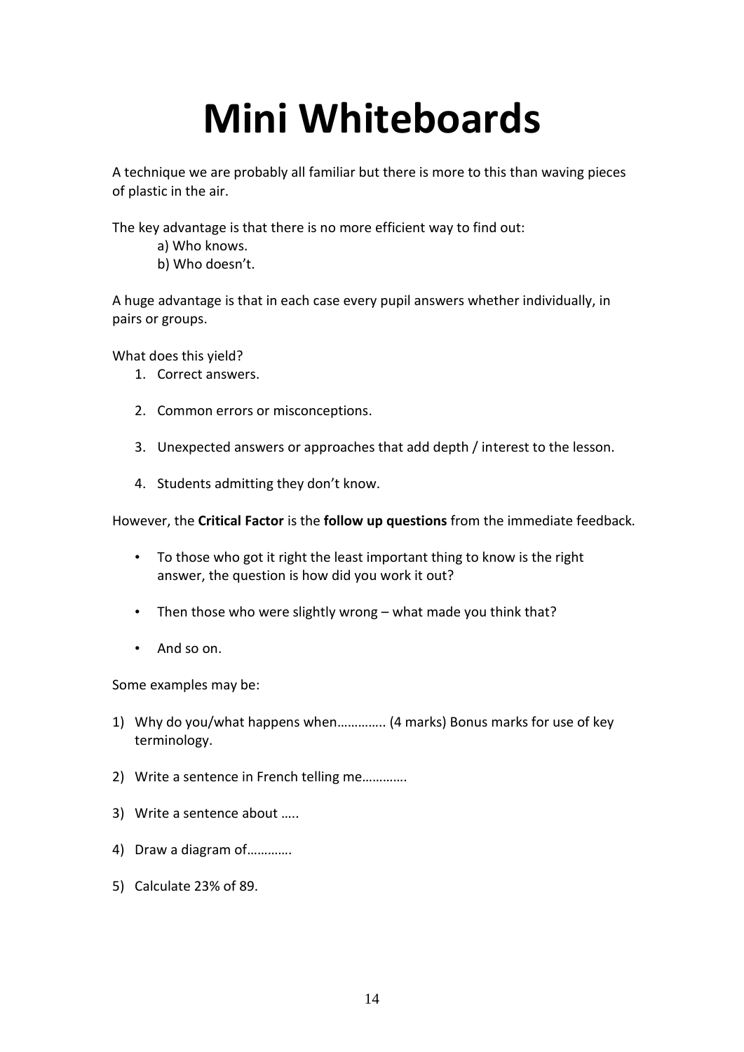# Mini Whiteboards

A technique we are probably all familiar but there is more to this than waving pieces of plastic in the air.

The key advantage is that there is no more efficient way to find out:

a) Who knows.
b) Who doesn't.

A huge advantage is that in each case every pupil answers whether individually, in pairs or groups.

What does this yield?

1. Correct answers.

2. Common errors or misconceptions.

3. Unexpected answers or approaches that add depth / interest to the lesson.

4. Students admitting they don't know.

However, the **Critical Factor** is the **follow up questions** from the immediate feedback.

- To those who got it right the least important thing to know is the right answer, the question is how did you work it out?

- Then those who were slightly wrong – what made you think that?

- And so on.

Some examples may be:

1) Why do you/what happens when………….. (4 marks) Bonus marks for use of key terminology.

2) Write a sentence in French telling me………….

3) Write a sentence about …..

4) Draw a diagram of………….

5) Calculate 23% of 89.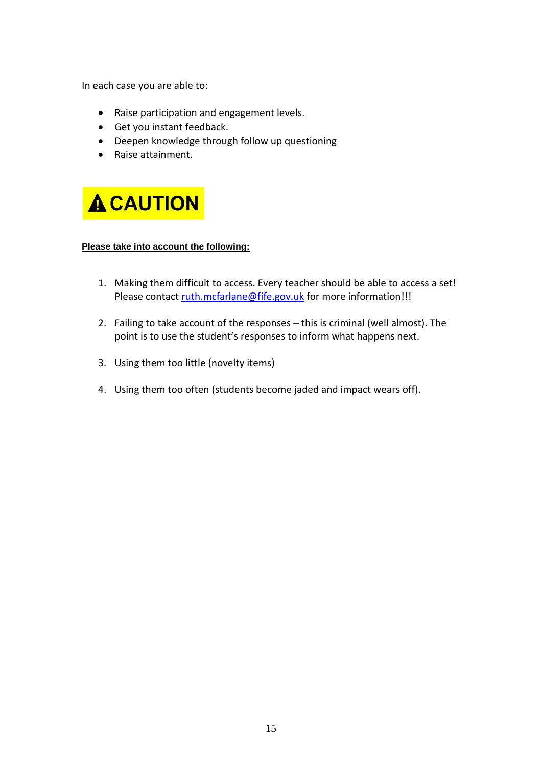In each case you are able to:

- Raise participation and engagement levels.
- Get you instant feedback.
- Deepen knowledge through follow up questioning
- Raise attainment.

**⚠ CAUTION**

**Please take into account the following:**

1. Making them difficult to access. Every teacher should be able to access a set! Please contact ruth.mcfarlane@fife.gov.uk for more information!!!

2. Failing to take account of the responses – this is criminal (well almost). The point is to use the student's responses to inform what happens next.

3. Using them too little (novelty items)

4. Using them too often (students become jaded and impact wears off).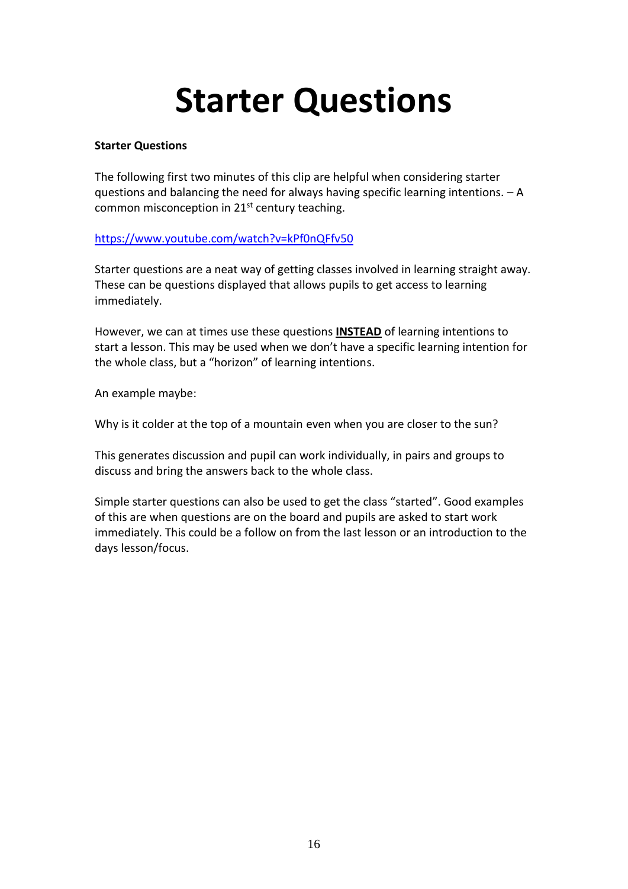# Starter Questions

**Starter Questions**

The following first two minutes of this clip are helpful when considering starter questions and balancing the need for always having specific learning intentions. – A common misconception in 21st century teaching.

https://www.youtube.com/watch?v=kPf0nQFfv50

Starter questions are a neat way of getting classes involved in learning straight away. These can be questions displayed that allows pupils to get access to learning immediately.

However, we can at times use these questions **INSTEAD** of learning intentions to start a lesson. This may be used when we don't have a specific learning intention for the whole class, but a "horizon" of learning intentions.

An example maybe:

Why is it colder at the top of a mountain even when you are closer to the sun?

This generates discussion and pupil can work individually, in pairs and groups to discuss and bring the answers back to the whole class.

Simple starter questions can also be used to get the class "started". Good examples of this are when questions are on the board and pupils are asked to start work immediately. This could be a follow on from the last lesson or an introduction to the days lesson/focus.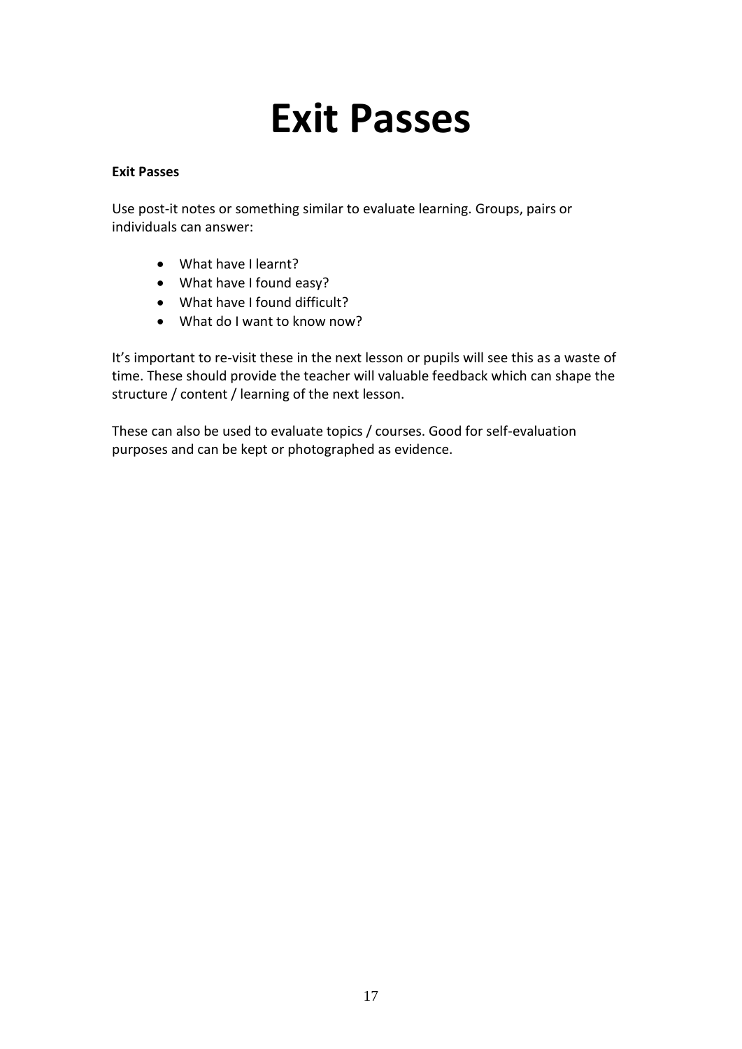# Exit Passes

**Exit Passes**

Use post-it notes or something similar to evaluate learning. Groups, pairs or individuals can answer:

- What have I learnt?
- What have I found easy?
- What have I found difficult?
- What do I want to know now?

It's important to re-visit these in the next lesson or pupils will see this as a waste of time. These should provide the teacher will valuable feedback which can shape the structure / content / learning of the next lesson.

These can also be used to evaluate topics / courses. Good for self-evaluation purposes and can be kept or photographed as evidence.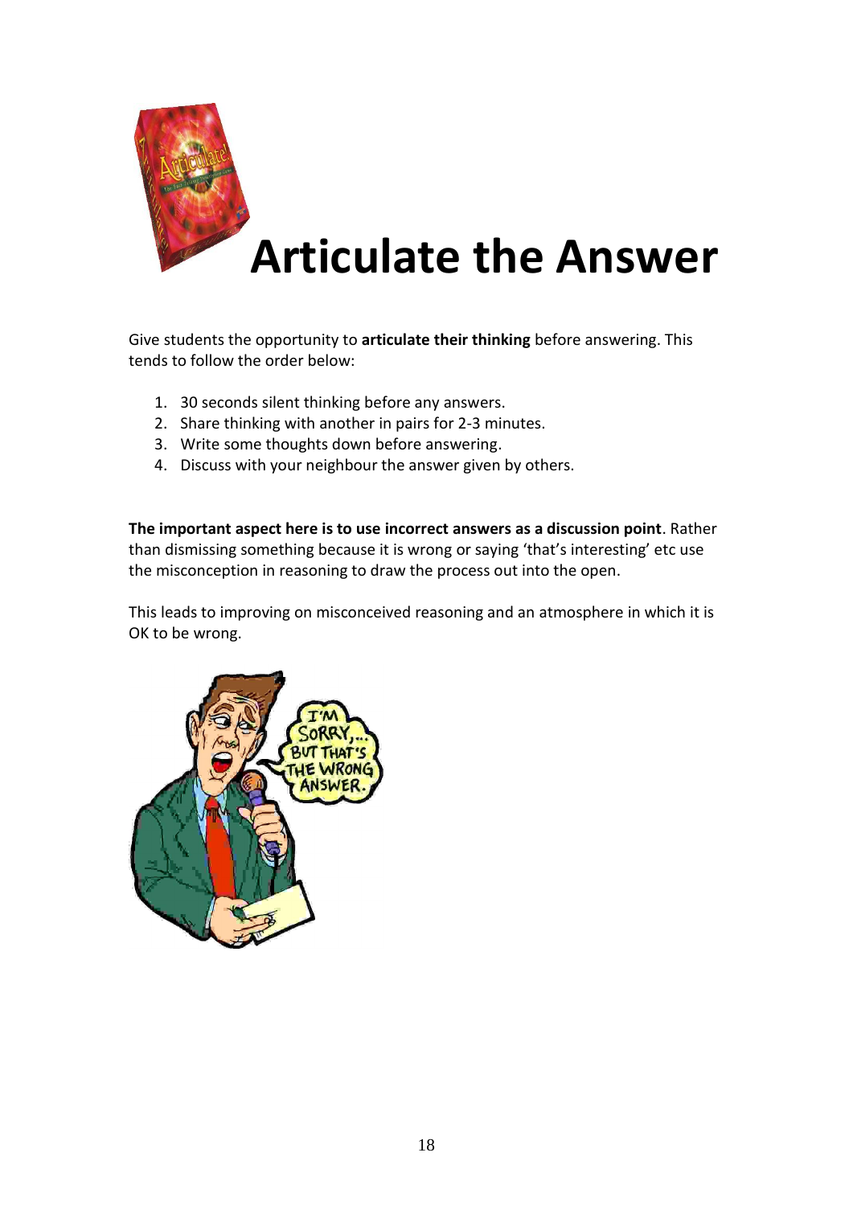# Articulate the Answer

Give students the opportunity to **articulate their thinking** before answering. This tends to follow the order below:

1. 30 seconds silent thinking before any answers.
2. Share thinking with another in pairs for 2-3 minutes.
3. Write some thoughts down before answering.
4. Discuss with your neighbour the answer given by others.

**The important aspect here is to use incorrect answers as a discussion point**. Rather than dismissing something because it is wrong or saying 'that's interesting' etc use the misconception in reasoning to draw the process out into the open.

This leads to improving on misconceived reasoning and an atmosphere in which it is OK to be wrong.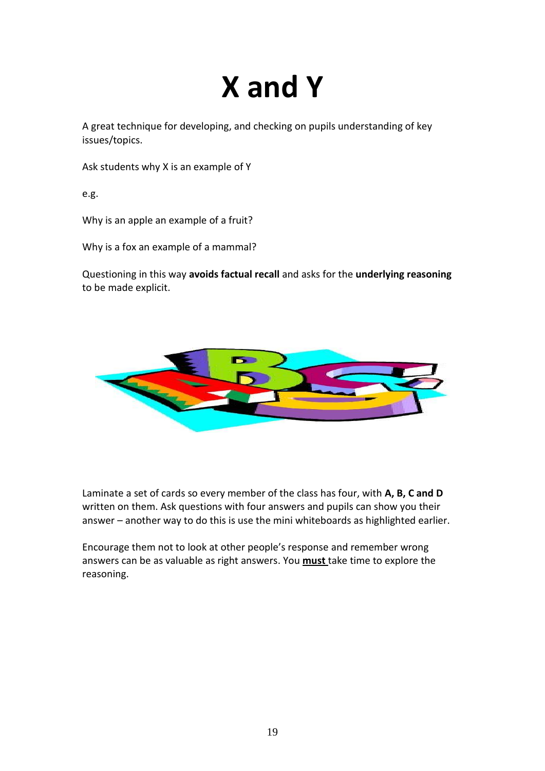# X and Y

A great technique for developing, and checking on pupils understanding of key issues/topics.

Ask students why X is an example of Y

e.g.

Why is an apple an example of a fruit?

Why is a fox an example of a mammal?

Questioning in this way **avoids factual recall** and asks for the **underlying reasoning** to be made explicit.

Laminate a set of cards so every member of the class has four, with **A, B, C and D** written on them. Ask questions with four answers and pupils can show you their answer – another way to do this is use the mini whiteboards as highlighted earlier.

Encourage them not to look at other people's response and remember wrong answers can be as valuable as right answers. You <u>**must**</u> take time to explore the reasoning.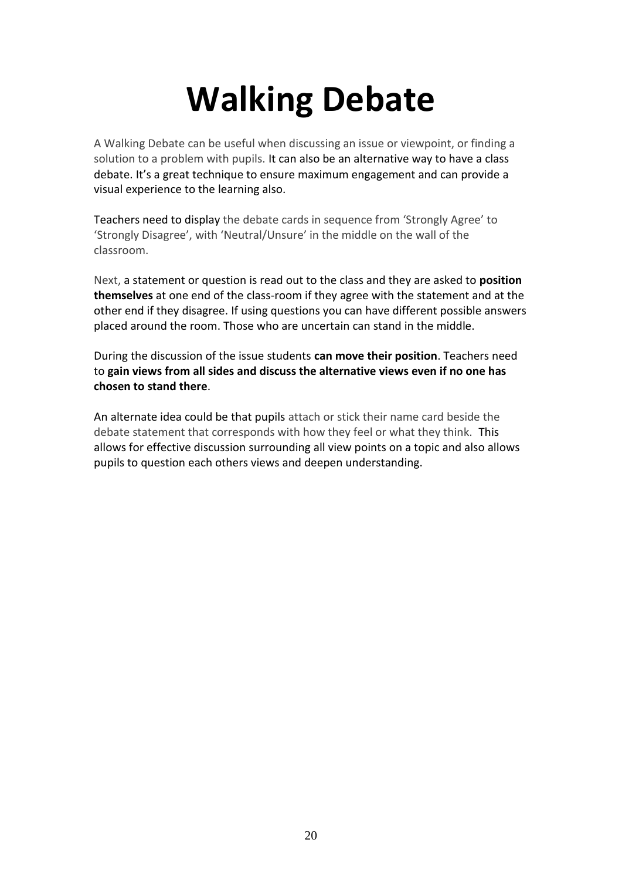# Walking Debate

A Walking Debate can be useful when discussing an issue or viewpoint, or finding a solution to a problem with pupils. It can also be an alternative way to have a class debate. It's a great technique to ensure maximum engagement and can provide a visual experience to the learning also.

Teachers need to display the debate cards in sequence from 'Strongly Agree' to 'Strongly Disagree', with 'Neutral/Unsure' in the middle on the wall of the classroom.

Next, a statement or question is read out to the class and they are asked to **position themselves** at one end of the class-room if they agree with the statement and at the other end if they disagree. If using questions you can have different possible answers placed around the room. Those who are uncertain can stand in the middle.

During the discussion of the issue students **can move their position**. Teachers need to **gain views from all sides and discuss the alternative views even if no one has chosen to stand there**.

An alternate idea could be that pupils attach or stick their name card beside the debate statement that corresponds with how they feel or what they think. This allows for effective discussion surrounding all view points on a topic and also allows pupils to question each others views and deepen understanding.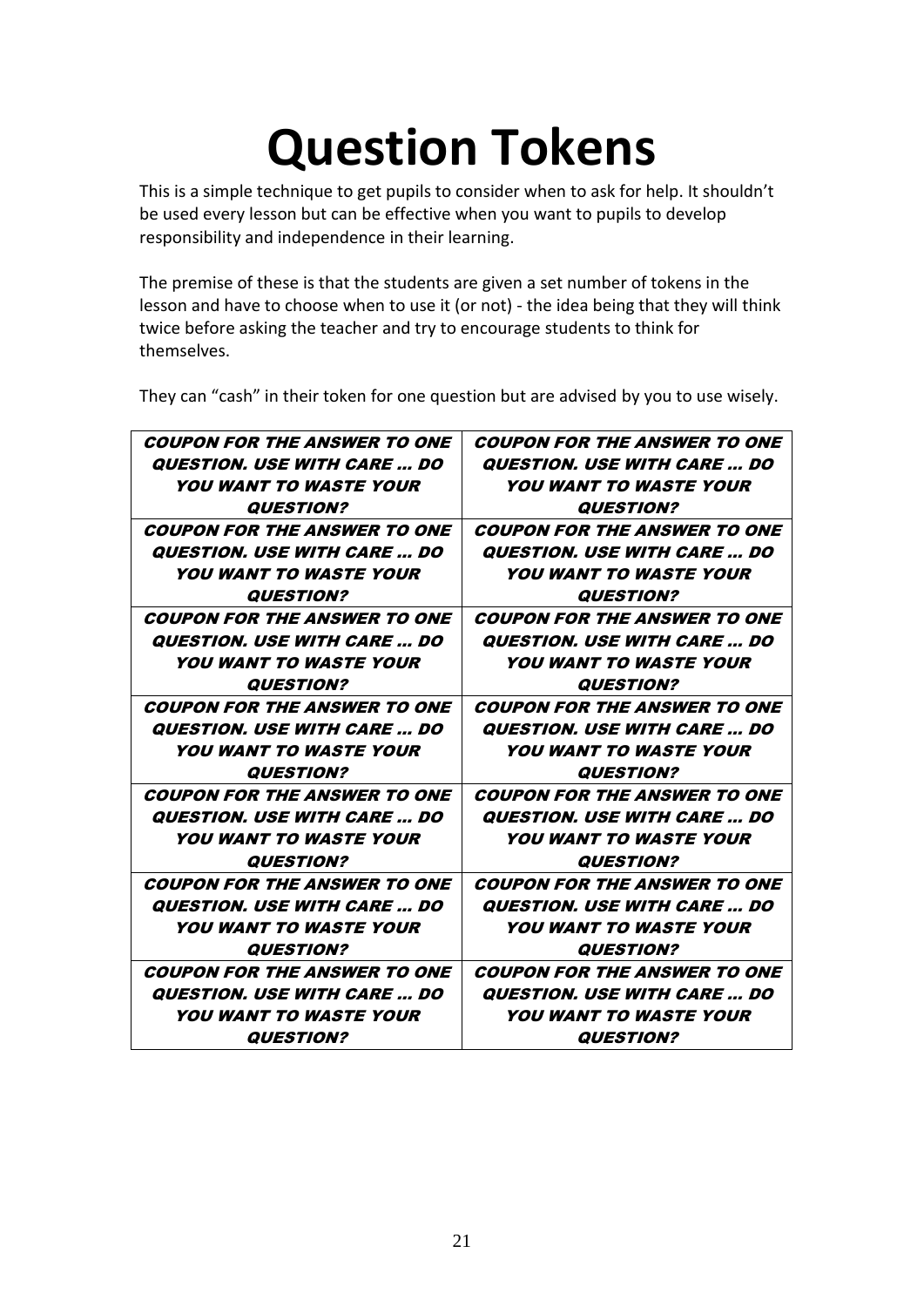# Question Tokens

This is a simple technique to get pupils to consider when to ask for help. It shouldn't be used every lesson but can be effective when you want to pupils to develop responsibility and independence in their learning.

The premise of these is that the students are given a set number of tokens in the lesson and have to choose when to use it (or not) - the idea being that they will think twice before asking the teacher and try to encourage students to think for themselves.

They can "cash" in their token for one question but are advised by you to use wisely.

| | |
|---|---|
| ***COUPON FOR THE ANSWER TO ONE QUESTION. USE WITH CARE ... DO YOU WANT TO WASTE YOUR QUESTION?*** | ***COUPON FOR THE ANSWER TO ONE QUESTION. USE WITH CARE ... DO YOU WANT TO WASTE YOUR QUESTION?*** |
| ***COUPON FOR THE ANSWER TO ONE QUESTION. USE WITH CARE ... DO YOU WANT TO WASTE YOUR QUESTION?*** | ***COUPON FOR THE ANSWER TO ONE QUESTION. USE WITH CARE ... DO YOU WANT TO WASTE YOUR QUESTION?*** |
| ***COUPON FOR THE ANSWER TO ONE QUESTION. USE WITH CARE ... DO YOU WANT TO WASTE YOUR QUESTION?*** | ***COUPON FOR THE ANSWER TO ONE QUESTION. USE WITH CARE ... DO YOU WANT TO WASTE YOUR QUESTION?*** |
| ***COUPON FOR THE ANSWER TO ONE QUESTION. USE WITH CARE ... DO YOU WANT TO WASTE YOUR QUESTION?*** | ***COUPON FOR THE ANSWER TO ONE QUESTION. USE WITH CARE ... DO YOU WANT TO WASTE YOUR QUESTION?*** |
| ***COUPON FOR THE ANSWER TO ONE QUESTION. USE WITH CARE ... DO YOU WANT TO WASTE YOUR QUESTION?*** | ***COUPON FOR THE ANSWER TO ONE QUESTION. USE WITH CARE ... DO YOU WANT TO WASTE YOUR QUESTION?*** |
| ***COUPON FOR THE ANSWER TO ONE QUESTION. USE WITH CARE ... DO YOU WANT TO WASTE YOUR QUESTION?*** | ***COUPON FOR THE ANSWER TO ONE QUESTION. USE WITH CARE ... DO YOU WANT TO WASTE YOUR QUESTION?*** |
| ***COUPON FOR THE ANSWER TO ONE QUESTION. USE WITH CARE ... DO YOU WANT TO WASTE YOUR QUESTION?*** | ***COUPON FOR THE ANSWER TO ONE QUESTION. USE WITH CARE ... DO YOU WANT TO WASTE YOUR QUESTION?*** |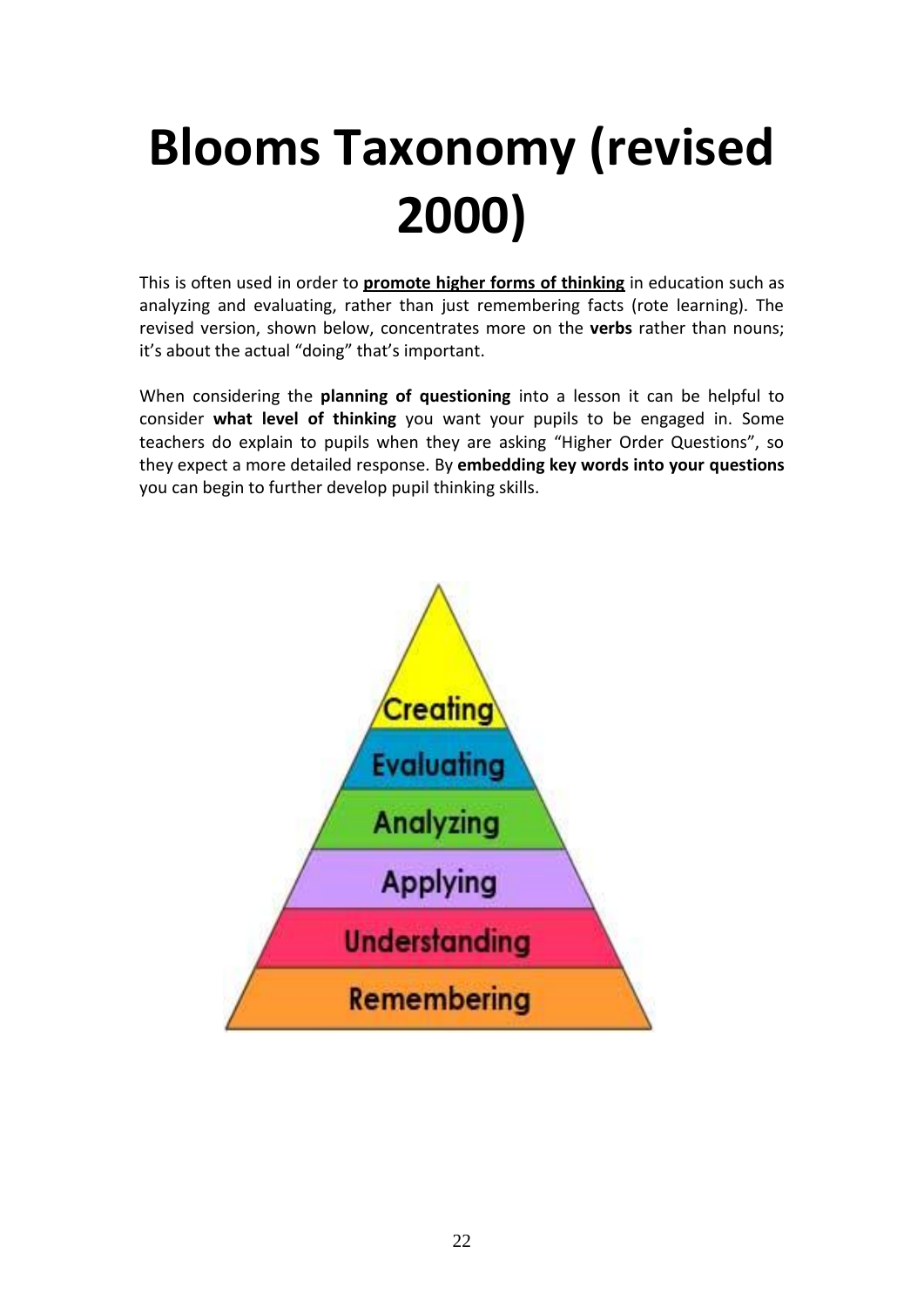# Blooms Taxonomy (revised 2000)

This is often used in order to **promote higher forms of thinking** in education such as analyzing and evaluating, rather than just remembering facts (rote learning). The revised version, shown below, concentrates more on the **verbs** rather than nouns; it's about the actual "doing" that's important.

When considering the **planning of questioning** into a lesson it can be helpful to consider **what level of thinking** you want your pupils to be engaged in. Some teachers do explain to pupils when they are asking "Higher Order Questions", so they expect a more detailed response. By **embedding key words into your questions** you can begin to further develop pupil thinking skills.

Creating

Evaluating

Analyzing

Applying

Understanding

Remembering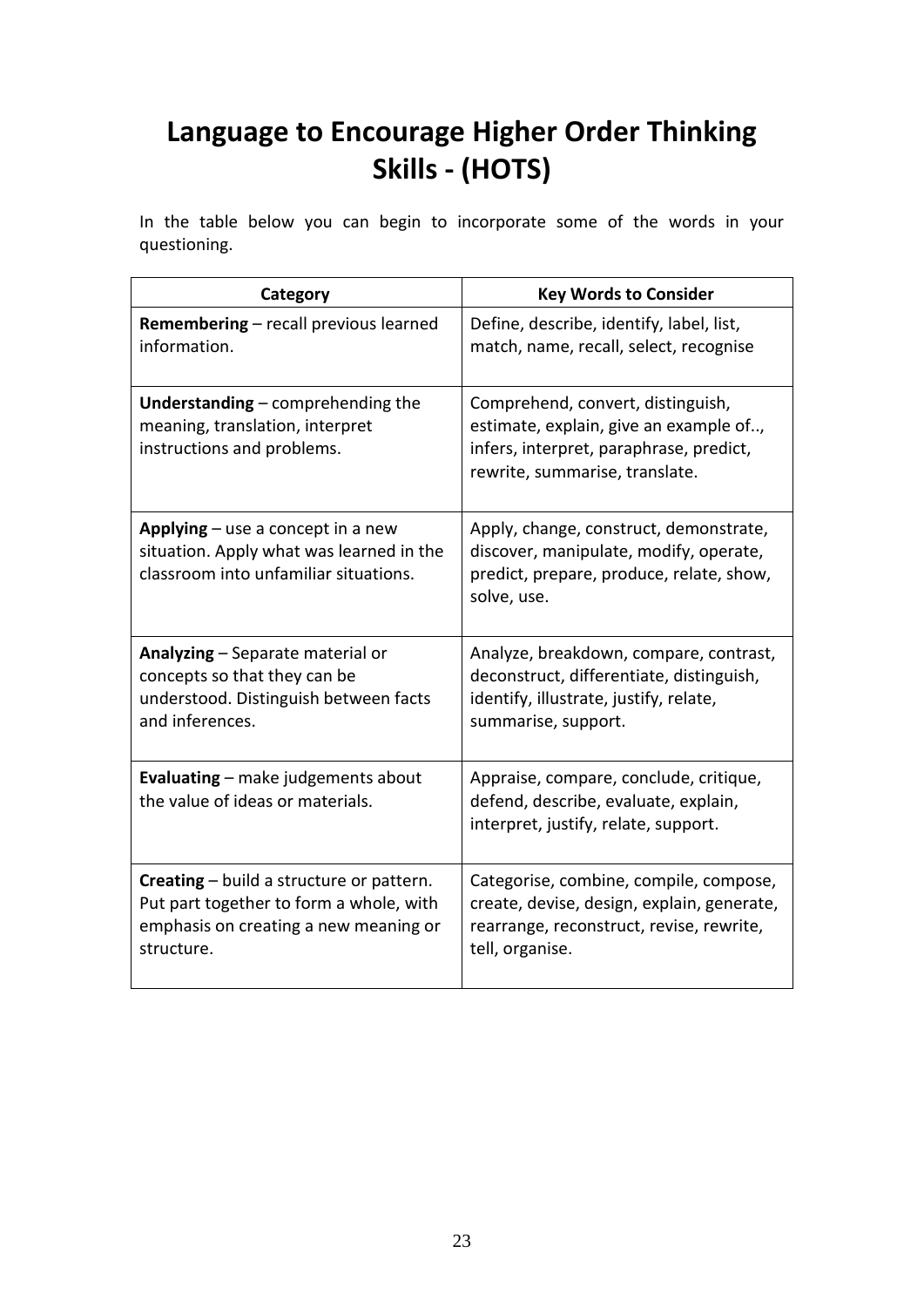# Language to Encourage Higher Order Thinking Skills - (HOTS)

In the table below you can begin to incorporate some of the words in your questioning.

| Category | Key Words to Consider |
|---|---|
| **Remembering** – recall previous learned information. | Define, describe, identify, label, list, match, name, recall, select, recognise |
| **Understanding** – comprehending the meaning, translation, interpret instructions and problems. | Comprehend, convert, distinguish, estimate, explain, give an example of.., infers, interpret, paraphrase, predict, rewrite, summarise, translate. |
| **Applying** – use a concept in a new situation. Apply what was learned in the classroom into unfamiliar situations. | Apply, change, construct, demonstrate, discover, manipulate, modify, operate, predict, prepare, produce, relate, show, solve, use. |
| **Analyzing** – Separate material or concepts so that they can be understood. Distinguish between facts and inferences. | Analyze, breakdown, compare, contrast, deconstruct, differentiate, distinguish, identify, illustrate, justify, relate, summarise, support. |
| **Evaluating** – make judgements about the value of ideas or materials. | Appraise, compare, conclude, critique, defend, describe, evaluate, explain, interpret, justify, relate, support. |
| **Creating** – build a structure or pattern. Put part together to form a whole, with emphasis on creating a new meaning or structure. | Categorise, combine, compile, compose, create, devise, design, explain, generate, rearrange, reconstruct, revise, rewrite, tell, organise. |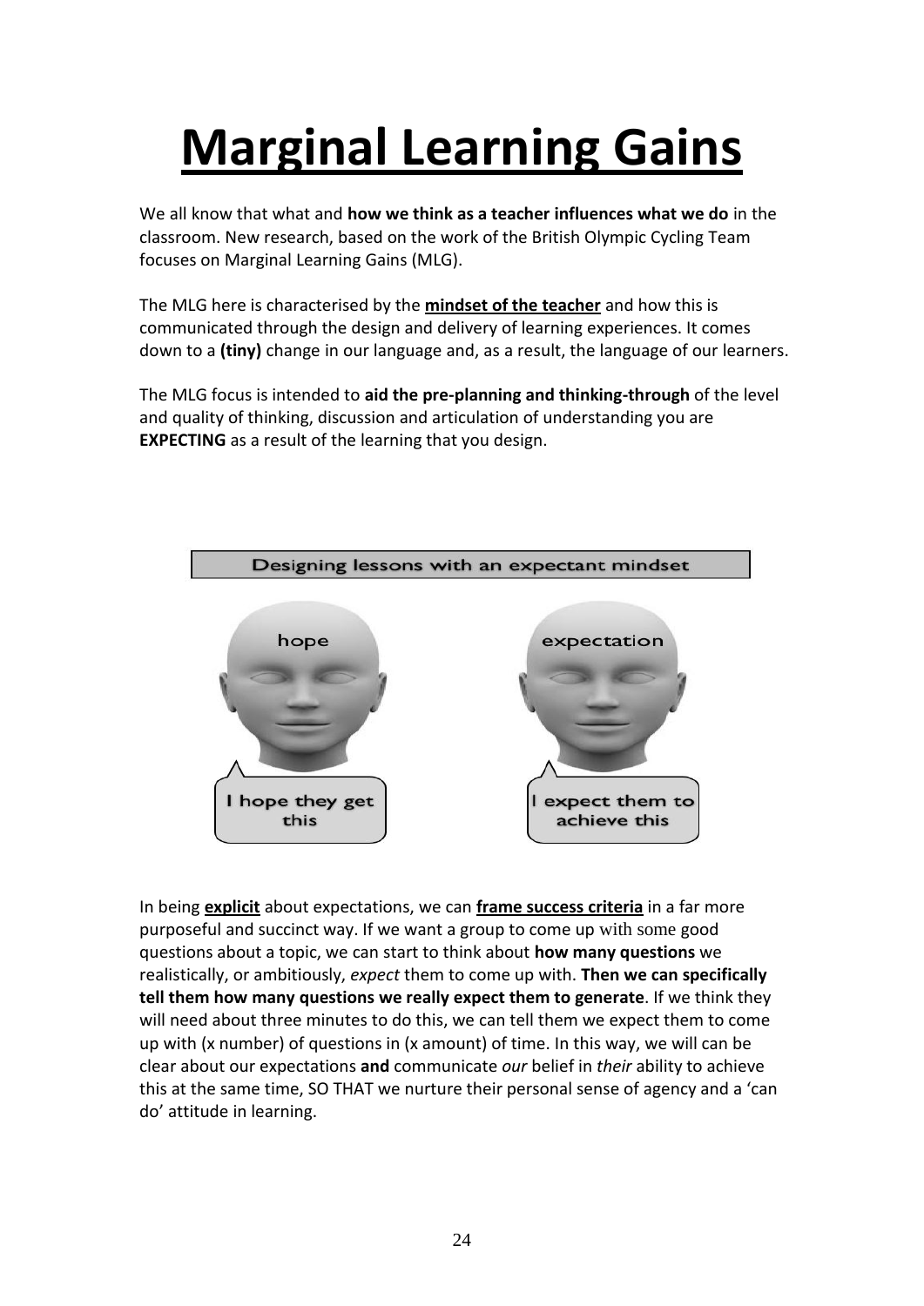# **Marginal Learning Gains**

We all know that what and **how we think as a teacher influences what we do** in the classroom. New research, based on the work of the British Olympic Cycling Team focuses on Marginal Learning Gains (MLG).

The MLG here is characterised by the **mindset of the teacher** and how this is communicated through the design and delivery of learning experiences. It comes down to a **(tiny)** change in our language and, as a result, the language of our learners.

The MLG focus is intended to **aid the pre-planning and thinking-through** of the level and quality of thinking, discussion and articulation of understanding you are **EXPECTING** as a result of the learning that you design.

Designing lessons with an expectant mindset

| hope | expectation |
| --- | --- |
| I hope they get this | I expect them to achieve this |

In being **explicit** about expectations, we can **frame success criteria** in a far more purposeful and succinct way. If we want a group to come up with some good questions about a topic, we can start to think about **how many questions** we realistically, or ambitiously, *expect* them to come up with. **Then we can specifically tell them how many questions we really expect them to generate**. If we think they will need about three minutes to do this, we can tell them we expect them to come up with (x number) of questions in (x amount) of time. In this way, we will can be clear about our expectations **and** communicate *our* belief in *their* ability to achieve this at the same time, SO THAT we nurture their personal sense of agency and a 'can do' attitude in learning.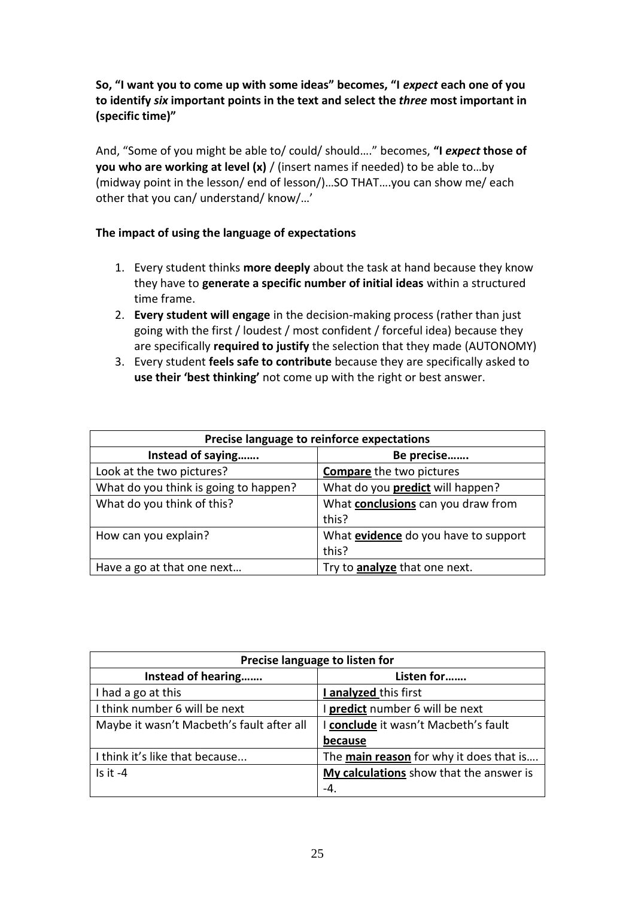**So, "I want you to come up with some ideas" becomes, "I *expect* each one of you to identify *six* important points in the text and select the *three* most important in (specific time)"**

And, "Some of you might be able to/ could/ should…." becomes, **"I *expect* those of you who are working at level (x)** / (insert names if needed) to be able to…by (midway point in the lesson/ end of lesson/)…SO THAT….you can show me/ each other that you can/ understand/ know/…'

**The impact of using the language of expectations**

1. Every student thinks **more deeply** about the task at hand because they know they have to **generate a specific number of initial ideas** within a structured time frame.
2. **Every student will engage** in the decision-making process (rather than just going with the first / loudest / most confident / forceful idea) because they are specifically **required to justify** the selection that they made (AUTONOMY)
3. Every student **feels safe to contribute** because they are specifically asked to **use their 'best thinking'** not come up with the right or best answer.

| Precise language to reinforce expectations | |
|---|---|
| **Instead of saying…….** | **Be precise…….** |
| Look at the two pictures? | **Compare** the two pictures |
| What do you think is going to happen? | What do you **predict** will happen? |
| What do you think of this? | What **conclusions** can you draw from this? |
| How can you explain? | What **evidence** do you have to support this? |
| Have a go at that one next… | Try to **analyze** that one next. |

| Precise language to listen for | |
|---|---|
| **Instead of hearing…….** | **Listen for…….** |
| I had a go at this | **I analyzed** this first |
| I think number 6 will be next | I **predict** number 6 will be next |
| Maybe it wasn't Macbeth's fault after all | I **conclude** it wasn't Macbeth's fault **because** |
| I think it's like that because... | The **main reason** for why it does that is…. |
| Is it -4 | **My calculations** show that the answer is -4. |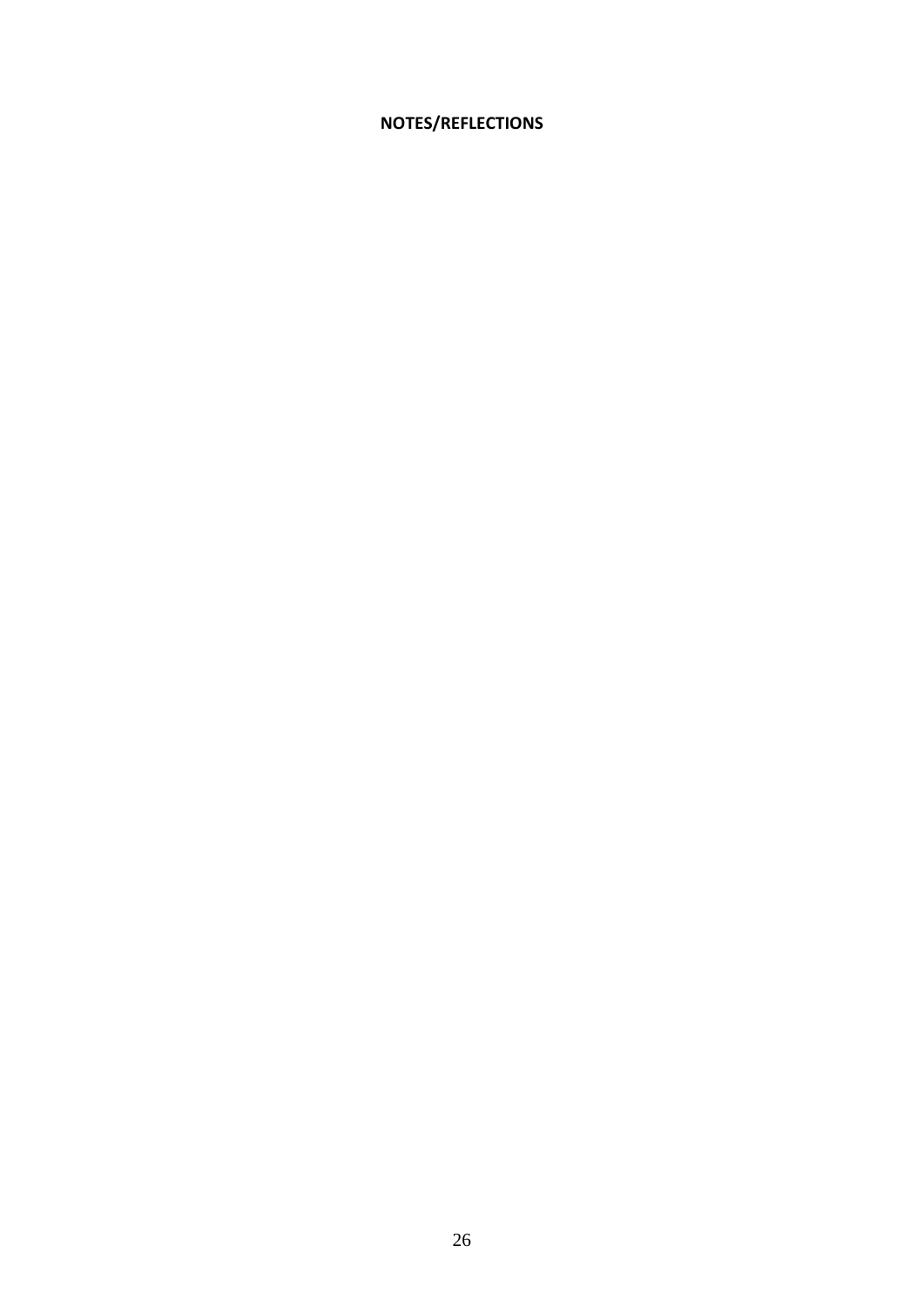**NOTES/REFLECTIONS**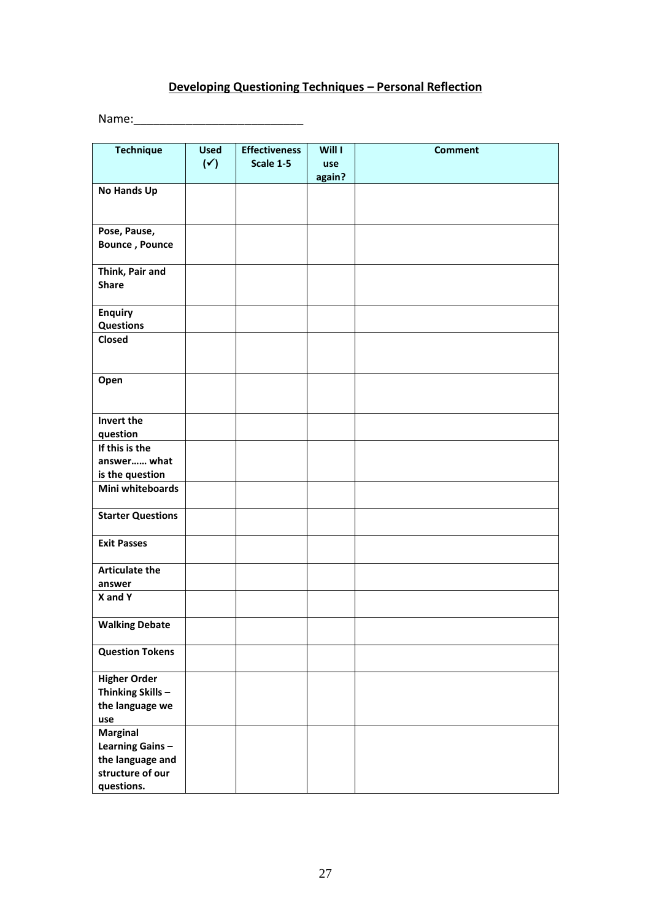**Developing Questioning Techniques – Personal Reflection**

Name:___________________________

| Technique | Used (✓) | Effectiveness Scale 1-5 | Will I use again? | Comment |
|---|---|---|---|---|
| **No Hands Up** | | | | |
| **Pose, Pause, Bounce , Pounce** | | | | |
| **Think, Pair and Share** | | | | |
| **Enquiry Questions** | | | | |
| **Closed** | | | | |
| **Open** | | | | |
| **Invert the question** | | | | |
| **If this is the answer…… what is the question** | | | | |
| **Mini whiteboards** | | | | |
| **Starter Questions** | | | | |
| **Exit Passes** | | | | |
| **Articulate the answer** | | | | |
| **X and Y** | | | | |
| **Walking Debate** | | | | |
| **Question Tokens** | | | | |
| **Higher Order Thinking Skills – the language we use** | | | | |
| **Marginal Learning Gains – the language and structure of our questions.** | | | | |